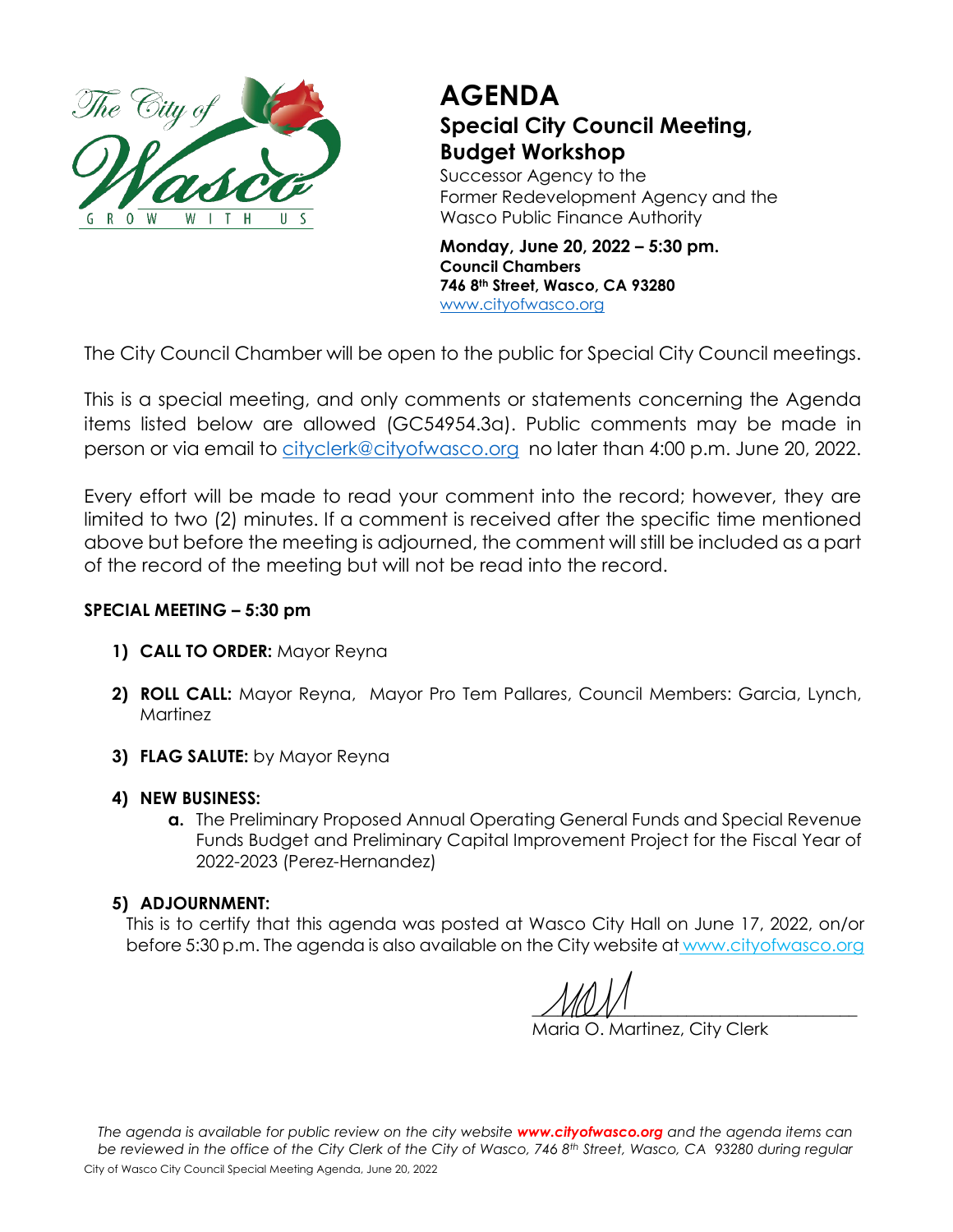# AGENDA

## Special City Council Meeting, Budget Workshop

Successor Agency to the Former Redevelopment Agency and the Wasco Public Finance Authority

**Monday, June 20, 2022 – 5:30 pm.**
**Council Chambers**
**746 8th Street, Wasco, CA 93280**
www.cityofwasco.org

The City Council Chamber will be open to the public for Special City Council meetings.

This is a special meeting, and only comments or statements concerning the Agenda items listed below are allowed (GC54954.3a). Public comments may be made in person or via email to cityclerk@cityofwasco.org no later than 4:00 p.m. June 20, 2022.

Every effort will be made to read your comment into the record; however, they are limited to two (2) minutes. If a comment is received after the specific time mentioned above but before the meeting is adjourned, the comment will still be included as a part of the record of the meeting but will not be read into the record.

**SPECIAL MEETING – 5:30 pm**

1) **CALL TO ORDER:** Mayor Reyna
2) **ROLL CALL:** Mayor Reyna, Mayor Pro Tem Pallares, Council Members: Garcia, Lynch, Martinez
3) **FLAG SALUTE:** by Mayor Reyna
4) **NEW BUSINESS:**
   - **a.** The Preliminary Proposed Annual Operating General Funds and Special Revenue Funds Budget and Preliminary Capital Improvement Project for the Fiscal Year of 2022-2023 (Perez-Hernandez)
5) **ADJOURNMENT:**
   This is to certify that this agenda was posted at Wasco City Hall on June 17, 2022, on/or before 5:30 p.m. The agenda is also available on the City website at www.cityofwasco.org

Maria O. Martinez, City Clerk

*The agenda is available for public review on the city website **www.cityofwasco.org** and the agenda items can be reviewed in the office of the City Clerk of the City of Wasco, 746 8th Street, Wasco, CA 93280 during regular*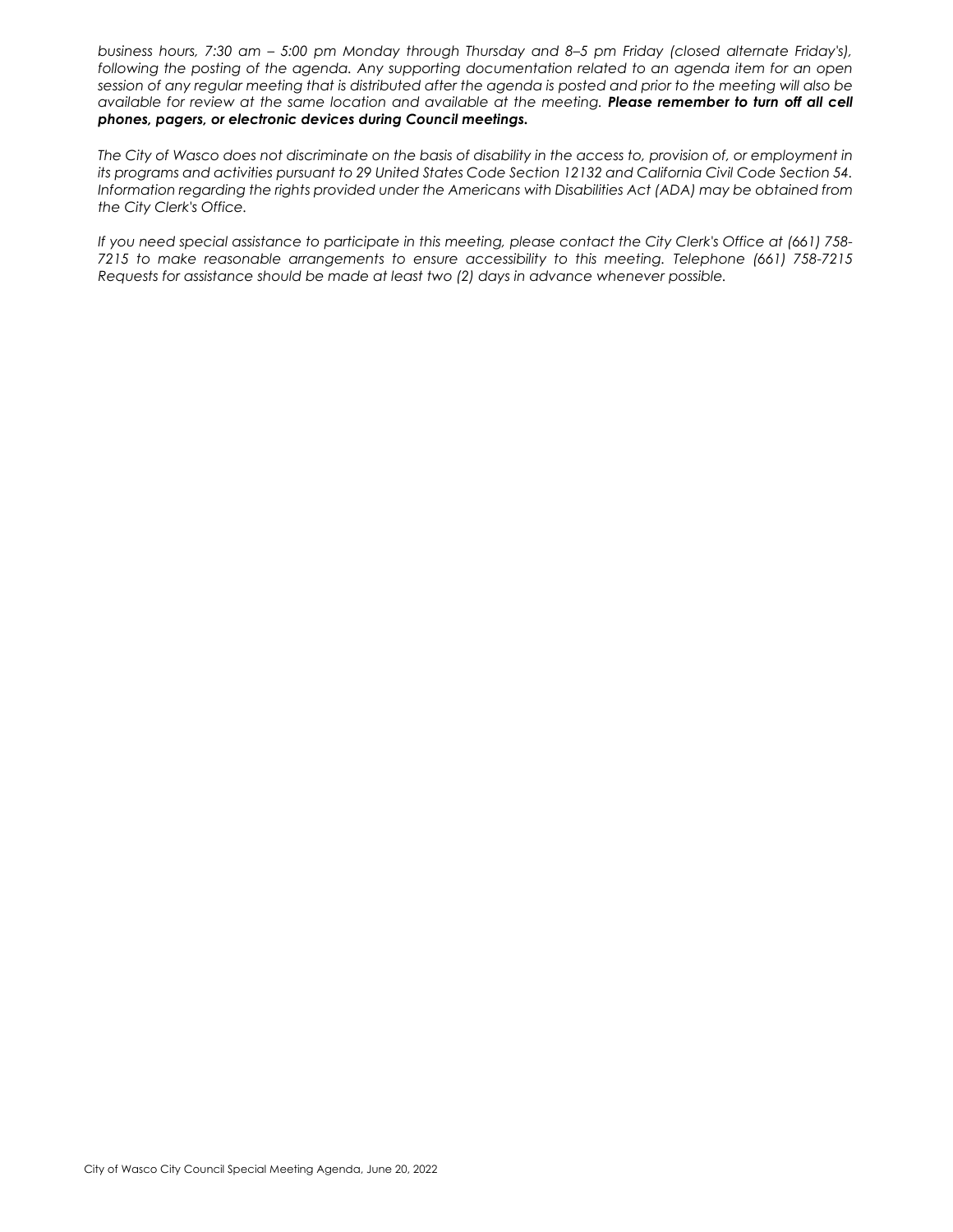*business hours, 7:30 am – 5:00 pm Monday through Thursday and 8–5 pm Friday (closed alternate Friday's), following the posting of the agenda. Any supporting documentation related to an agenda item for an open session of any regular meeting that is distributed after the agenda is posted and prior to the meeting will also be available for review at the same location and available at the meeting.* ***Please remember to turn off all cell phones, pagers, or electronic devices during Council meetings.***

*The City of Wasco does not discriminate on the basis of disability in the access to, provision of, or employment in its programs and activities pursuant to 29 United States Code Section 12132 and California Civil Code Section 54. Information regarding the rights provided under the Americans with Disabilities Act (ADA) may be obtained from the City Clerk's Office.*

*If you need special assistance to participate in this meeting, please contact the City Clerk's Office at (661) 758-7215 to make reasonable arrangements to ensure accessibility to this meeting. Telephone (661) 758-7215 Requests for assistance should be made at least two (2) days in advance whenever possible.*